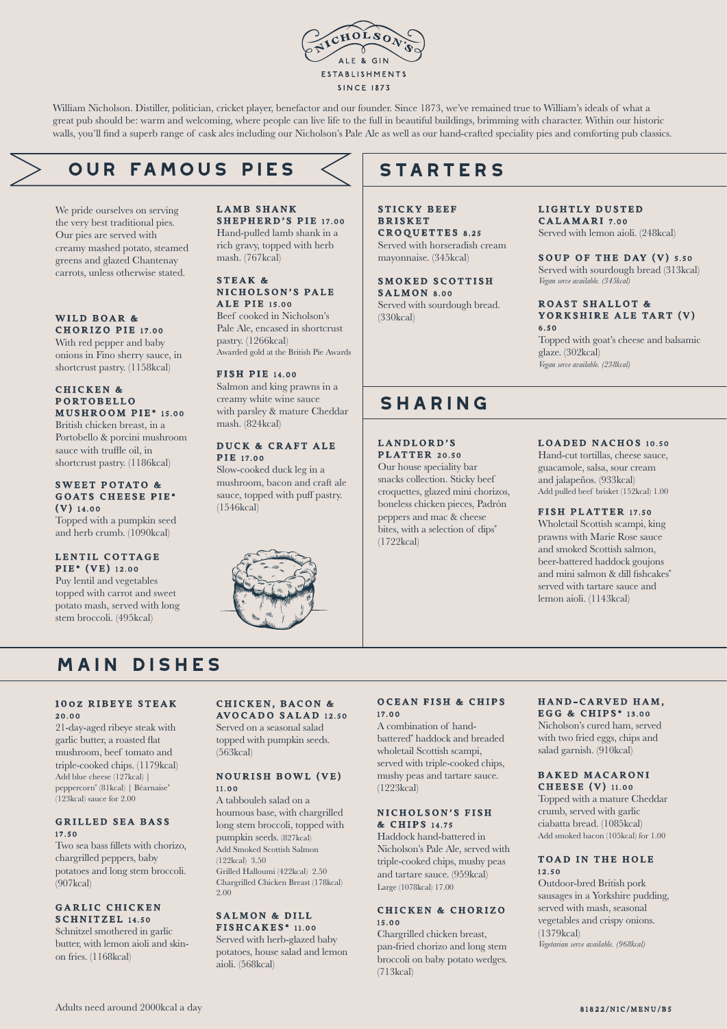NICHOLSON'S
ALE & GIN
ESTABLISHMENTS
SINCE 1873

William Nicholson. Distiller, politician, cricket player, benefactor and our founder. Since 1873, we've remained true to William's ideals of what a great pub should be: warm and welcoming, where people can live life to the full in beautiful buildings, brimming with character. Within our historic walls, you'll find a superb range of cask ales including our Nicholson's Pale Ale as well as our hand-crafted speciality pies and comforting pub classics.

## OUR FAMOUS PIES

We pride ourselves on serving the very best traditional pies. Our pies are served with creamy mashed potato, steamed greens and glazed Chantenay carrots, unless otherwise stated.

### WILD BOAR & CHORIZO PIE 17.00
With red pepper and baby onions in Fino sherry sauce, in shortcrust pastry. (1158kcal)

### CHICKEN & PORTOBELLO MUSHROOM PIE* 15.00
British chicken breast, in a Portobello & porcini mushroom sauce with truffle oil, in shortcrust pastry. (1186kcal)

### SWEET POTATO & GOATS CHEESE PIE* (V) 14.00
Topped with a pumpkin seed and herb crumb. (1090kcal)

### LENTIL COTTAGE PIE* (VE) 12.00
Puy lentil and vegetables topped with carrot and sweet potato mash, served with long stem broccoli. (495kcal)

### LAMB SHANK SHEPHERD'S PIE 17.00
Hand-pulled lamb shank in a rich gravy, topped with herb mash. (767kcal)

### STEAK & NICHOLSON'S PALE ALE PIE 15.00
Beef cooked in Nicholson's Pale Ale, encased in shortcrust pastry. (1266kcal)
Awarded gold at the British Pie Awards

### FISH PIE 14.00
Salmon and king prawns in a creamy white wine sauce with parsley & mature Cheddar mash. (824kcal)

### DUCK & CRAFT ALE PIE 17.00
Slow-cooked duck leg in a mushroom, bacon and craft ale sauce, topped with puff pastry. (1546kcal)

## STARTERS

### STICKY BEEF BRISKET CROQUETTES 8.25
Served with horseradish cream mayonnaise. (345kcal)

### SMOKED SCOTTISH SALMON 8.00
Served with sourdough bread. (330kcal)

### LIGHTLY DUSTED CALAMARI 7.00
Served with lemon aioli. (248kcal)

### SOUP OF THE DAY (V) 5.50
Served with sourdough bread (313kcal)
*Vegan serve available. (345kcal)*

### ROAST SHALLOT & YORKSHIRE ALE TART (V) 6.50
Topped with goat's cheese and balsamic glaze. (302kcal)
*Vegan serve available. (238kcal)*

## SHARING

### LANDLORD'S PLATTER 20.50
Our house speciality bar snacks collection. Sticky beef croquettes, glazed mini chorizos, boneless chicken pieces, Padrón peppers and mac & cheese bites, with a selection of dips* (1722kcal)

### LOADED NACHOS 10.50
Hand-cut tortillas, cheese sauce, guacamole, salsa, sour cream and jalapeños. (933kcal)
Add pulled beef brisket (152kcal) 1.00

### FISH PLATTER 17.50
Wholetail Scottish scampi, king prawns with Marie Rose sauce and smoked Scottish salmon, beer-battered haddock goujons and mini salmon & dill fishcakes* served with tartare sauce and lemon aioli. (1143kcal)

## MAIN DISHES

### 10oz RIBEYE STEAK 20.00
21-day-aged ribeye steak with garlic butter, a roasted flat mushroom, beef tomato and triple-cooked chips. (1179kcal)
Add blue cheese (127kcal) | peppercorn* (81kcal) | Béarnaise* (123kcal) sauce for 2.00

### GRILLED SEA BASS 17.50
Two sea bass fillets with chorizo, chargrilled peppers, baby potatoes and long stem broccoli. (907kcal)

### GARLIC CHICKEN SCHNITZEL 14.50
Schnitzel smothered in garlic butter, with lemon aioli and skin-on fries. (1168kcal)

### CHICKEN, BACON & AVOCADO SALAD 12.50
Served on a seasonal salad topped with pumpkin seeds. (563kcal)

### NOURISH BOWL (VE) 11.00
A tabbouleh salad on a houmous base, with chargrilled long stem broccoli, topped with pumpkin seeds. (827kcal)
Add Smoked Scottish Salmon (122kcal) 3.50
Grilled Halloumi (422kcal) 2.50
Chargrilled Chicken Breast (178kcal) 2.00

### SALMON & DILL FISHCAKES* 11.00
Served with herb-glazed baby potatoes, house salad and lemon aioli. (568kcal)

### OCEAN FISH & CHIPS 17.00
A combination of hand-battered* haddock and breaded wholetail Scottish scampi, served with triple-cooked chips, mushy peas and tartare sauce. (1223kcal)

### NICHOLSON'S FISH & CHIPS 14.75
Haddock hand-battered in Nicholson's Pale Ale, served with triple-cooked chips, mushy peas and tartare sauce. (959kcal)
Large (1078kcal) 17.00

### CHICKEN & CHORIZO 15.00
Chargrilled chicken breast, pan-fried chorizo and long stem broccoli on baby potato wedges. (713kcal)

### HAND-CARVED HAM, EGG & CHIPS* 13.00
Nicholson's cured ham, served with two fried eggs, chips and salad garnish. (910kcal)

### BAKED MACARONI CHEESE (V) 11.00
Topped with a mature Cheddar crumb, served with garlic ciabatta bread. (1085kcal)
Add smoked bacon (105kcal) for 1.00

### TOAD IN THE HOLE 12.50
Outdoor-bred British pork sausages in a Yorkshire pudding, served with mash, seasonal vegetables and crispy onions. (1379kcal)
*Vegetarian serve available. (968kcal)*

Adults need around 2000kcal a day

81822/NIC/MENU/B5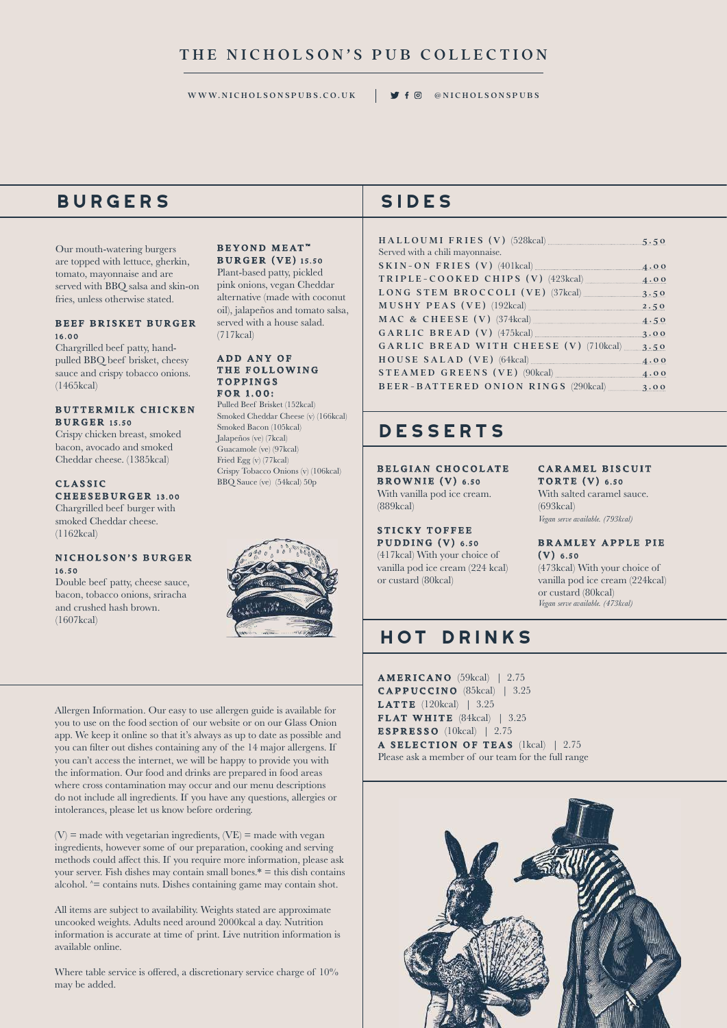# THE NICHOLSON'S PUB COLLECTION

WWW.NICHOLSONSPUBS.CO.UK | @NICHOLSONSPUBS

## BURGERS

Our mouth-watering burgers are topped with lettuce, gherkin, tomato, mayonnaise and are served with BBQ salsa and skin-on fries, unless otherwise stated.

### BEEF BRISKET BURGER 16.00
Chargrilled beef patty, hand-pulled BBQ beef brisket, cheesy sauce and crispy tobacco onions. (1465kcal)

### BUTTERMILK CHICKEN BURGER 15.50
Crispy chicken breast, smoked bacon, avocado and smoked Cheddar cheese. (1385kcal)

### CLASSIC CHEESEBURGER 13.00
Chargrilled beef burger with smoked Cheddar cheese. (1162kcal)

### NICHOLSON'S BURGER 16.50
Double beef patty, cheese sauce, bacon, tobacco onions, sriracha and crushed hash brown. (1607kcal)

### BEYOND MEAT™ BURGER (VE) 15.50
Plant-based patty, pickled pink onions, vegan Cheddar alternative (made with coconut oil), jalapeños and tomato salsa, served with a house salad. (717kcal)

### ADD ANY OF THE FOLLOWING TOPPINGS FOR 1.00:
Pulled Beef Brisket (152kcal)
Smoked Cheddar Cheese (v) (166kcal)
Smoked Bacon (105kcal)
Jalapeños (ve) (7kcal)
Guacamole (ve) (97kcal)
Fried Egg (v) (77kcal)
Crispy Tobacco Onions (v) (106kcal)
BBQ Sauce (ve) (54kcal) 50p

## SIDES

| | |
|---|---|
| HALLOUMI FRIES (V) (528kcal) Served with a chili mayonnaise. | 5.50 |
| SKIN-ON FRIES (V) (401kcal) | 4.00 |
| TRIPLE-COOKED CHIPS (V) (423kcal) | 4.00 |
| LONG STEM BROCCOLI (VE) (37kcal) | 3.50 |
| MUSHY PEAS (VE) (192kcal) | 2.50 |
| MAC & CHEESE (V) (374kcal) | 4.50 |
| GARLIC BREAD (V) (475kcal) | 3.00 |
| GARLIC BREAD WITH CHEESE (V) (710kcal) | 3.50 |
| HOUSE SALAD (VE) (64kcal) | 4.00 |
| STEAMED GREENS (VE) (90kcal) | 4.00 |
| BEER-BATTERED ONION RINGS (290kcal) | 3.00 |

## DESSERTS

### BELGIAN CHOCOLATE BROWNIE (V) 6.50
With vanilla pod ice cream. (889kcal)

### STICKY TOFFEE PUDDING (V) 6.50
(417kcal) With your choice of vanilla pod ice cream (224 kcal) or custard (80kcal)

### CARAMEL BISCUIT TORTE (V) 6.50
With salted caramel sauce. (693kcal)
*Vegan serve available. (793kcal)*

### BRAMLEY APPLE PIE (V) 6.50
(473kcal) With your choice of vanilla pod ice cream (224kcal) or custard (80kcal)
*Vegan serve available. (473kcal)*

## HOT DRINKS

**AMERICANO** (59kcal) | 2.75
**CAPPUCCINO** (85kcal) | 3.25
**LATTE** (120kcal) | 3.25
**FLAT WHITE** (84kcal) | 3.25
**ESPRESSO** (10kcal) | 2.75
**A SELECTION OF TEAS** (1kcal) | 2.75
Please ask a member of our team for the full range

Allergen Information. Our easy to use allergen guide is available for you to use on the food section of our website or on our Glass Onion app. We keep it online so that it's always as up to date as possible and you can filter out dishes containing any of the 14 major allergens. If you can't access the internet, we will be happy to provide you with the information. Our food and drinks are prepared in food areas where cross contamination may occur and our menu descriptions do not include all ingredients. If you have any questions, allergies or intolerances, please let us know before ordering.

(V) = made with vegetarian ingredients, (VE) = made with vegan ingredients, however some of our preparation, cooking and serving methods could affect this. If you require more information, please ask your server. Fish dishes may contain small bones.* = this dish contains alcohol. ^= contains nuts. Dishes containing game may contain shot.

All items are subject to availability. Weights stated are approximate uncooked weights. Adults need around 2000kcal a day. Nutrition information is accurate at time of print. Live nutrition information is available online.

Where table service is offered, a discretionary service charge of 10% may be added.